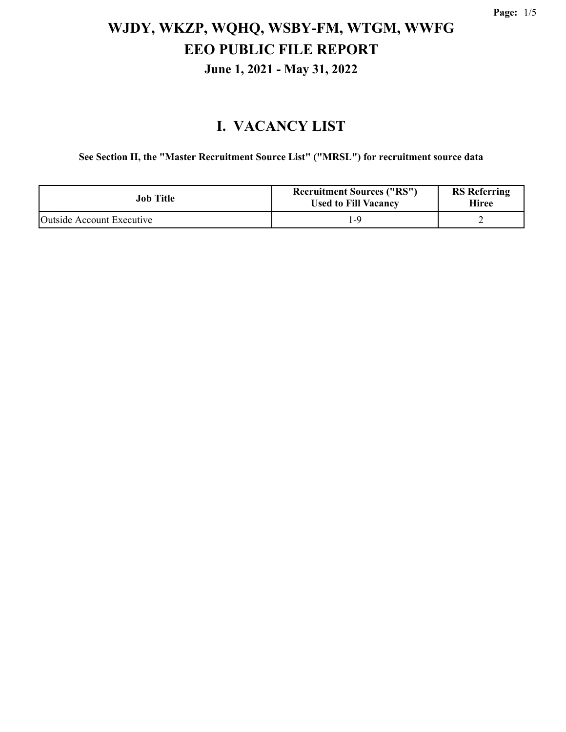# WJDY, WKZP, WQHQ, WSBY-FM, WTGM, WWFG

# EEO PUBLIC FILE REPORT

### June 1, 2021 - May 31, 2022

## I. VACANCY LIST

**See Section II, the "Master Recruitment Source List" ("MRSL") for recruitment source data**

| Job Title | Recruitment Sources ("RS") Used to Fill Vacancy | RS Referring Hiree |
|---|---|---|
| Outside Account Executive | 1-9 | 2 |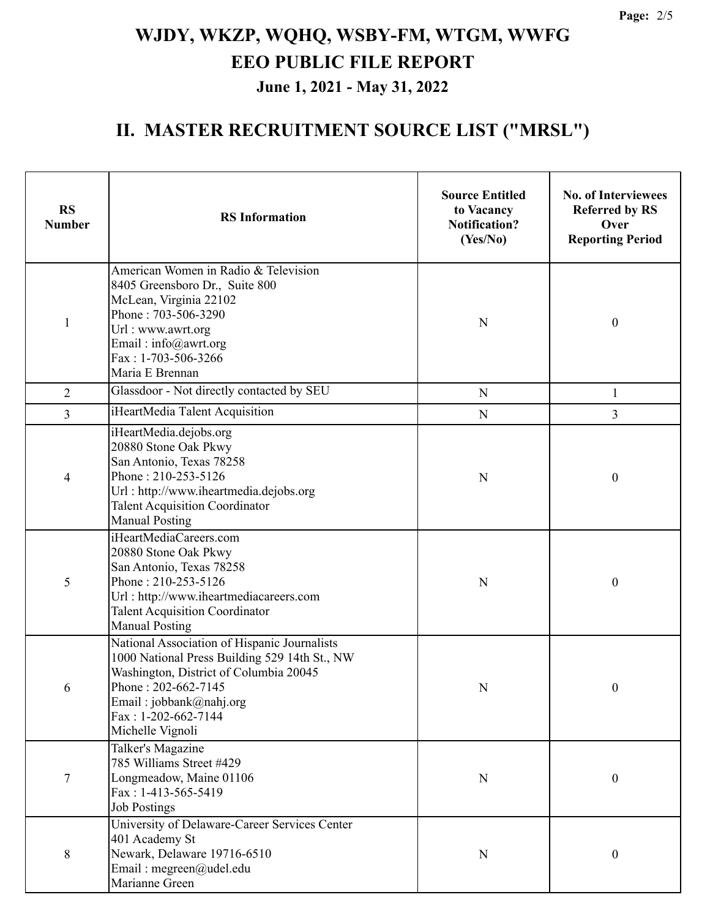# WJDY, WKZP, WQHQ, WSBY-FM, WTGM, WWFG

## EEO PUBLIC FILE REPORT

### June 1, 2021 - May 31, 2022

## II. MASTER RECRUITMENT SOURCE LIST ("MRSL")

| RS Number | RS Information | Source Entitled to Vacancy Notification? (Yes/No) | No. of Interviewees Referred by RS Over Reporting Period |
|---|---|---|---|
| 1 | American Women in Radio & Television<br>8405 Greensboro Dr., Suite 800<br>McLean, Virginia 22102<br>Phone : 703-506-3290<br>Url : www.awrt.org<br>Email : info@awrt.org<br>Fax : 1-703-506-3266<br>Maria E Brennan | N | 0 |
| 2 | Glassdoor - Not directly contacted by SEU | N | 1 |
| 3 | iHeartMedia Talent Acquisition | N | 3 |
| 4 | iHeartMedia.dejobs.org<br>20880 Stone Oak Pkwy<br>San Antonio, Texas 78258<br>Phone : 210-253-5126<br>Url : http://www.iheartmedia.dejobs.org<br>Talent Acquisition Coordinator<br>Manual Posting | N | 0 |
| 5 | iHeartMediaCareers.com<br>20880 Stone Oak Pkwy<br>San Antonio, Texas 78258<br>Phone : 210-253-5126<br>Url : http://www.iheartmediacareers.com<br>Talent Acquisition Coordinator<br>Manual Posting | N | 0 |
| 6 | National Association of Hispanic Journalists<br>1000 National Press Building 529 14th St., NW<br>Washington, District of Columbia 20045<br>Phone : 202-662-7145<br>Email : jobbank@nahj.org<br>Fax : 1-202-662-7144<br>Michelle Vignoli | N | 0 |
| 7 | Talker's Magazine<br>785 Williams Street #429<br>Longmeadow, Maine 01106<br>Fax : 1-413-565-5419<br>Job Postings | N | 0 |
| 8 | University of Delaware-Career Services Center<br>401 Academy St<br>Newark, Delaware 19716-6510<br>Email : megreen@udel.edu<br>Marianne Green | N | 0 |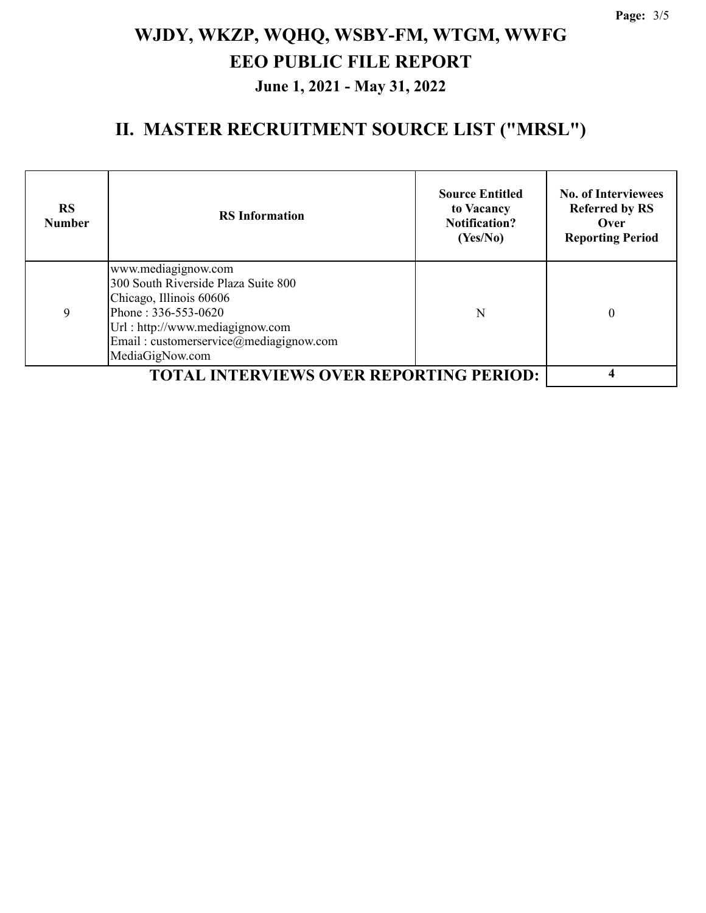# WJDY, WKZP, WQHQ, WSBY-FM, WTGM, WWFG

# EEO PUBLIC FILE REPORT

## June 1, 2021 - May 31, 2022

## II. MASTER RECRUITMENT SOURCE LIST ("MRSL")

| RS Number | RS Information | Source Entitled to Vacancy Notification? (Yes/No) | No. of Interviewees Referred by RS Over Reporting Period |
|---|---|---|---|
| 9 | www.mediagignow.com<br>300 South Riverside Plaza Suite 800<br>Chicago, Illinois 60606<br>Phone : 336-553-0620<br>Url : http://www.mediagignow.com<br>Email : customerservice@mediagignow.com<br>MediaGigNow.com | N | 0 |
| **TOTAL INTERVIEWS OVER REPORTING PERIOD:** | | | **4** |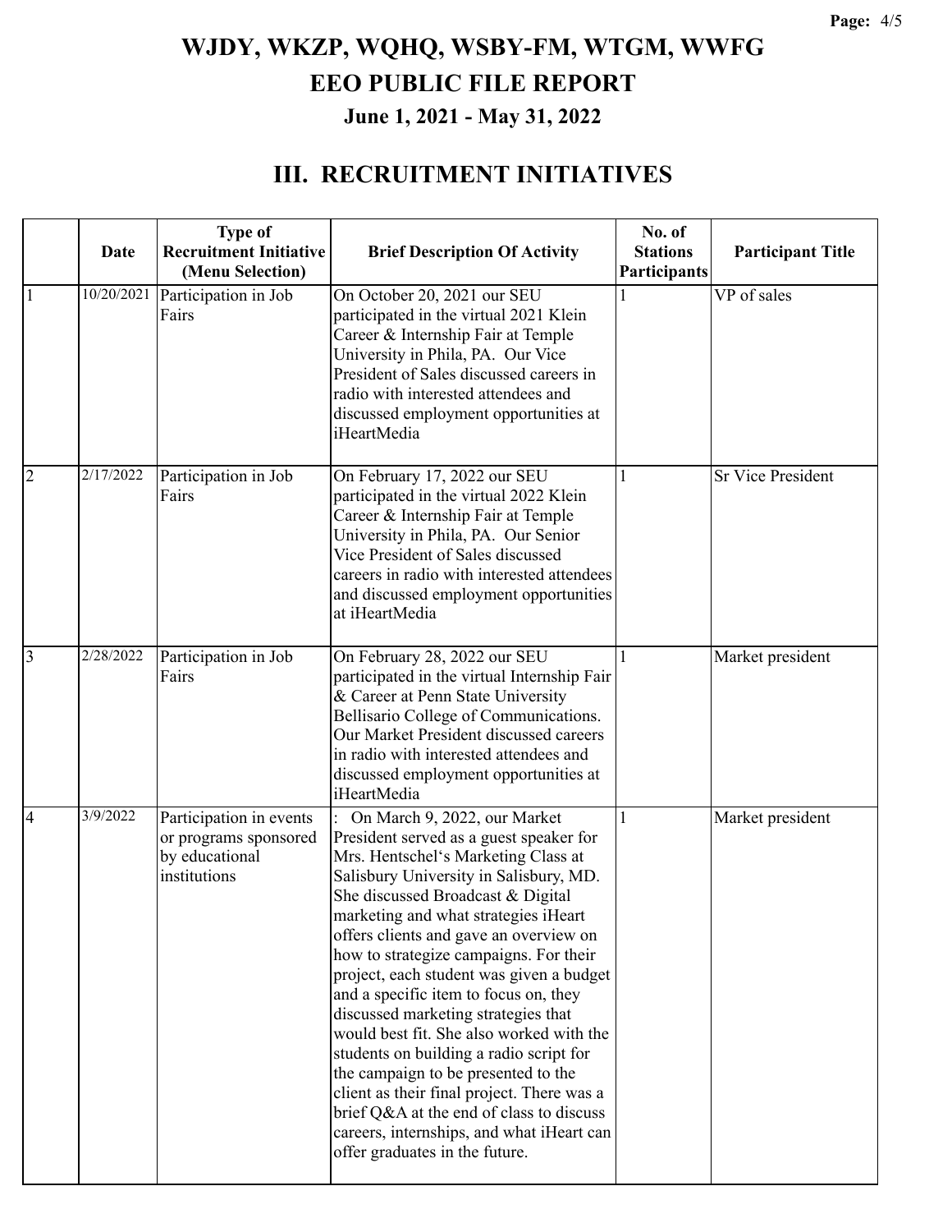# WJDY, WKZP, WQHQ, WSBY-FM, WTGM, WWFG

## EEO PUBLIC FILE REPORT

### June 1, 2021 - May 31, 2022

## III. RECRUITMENT INITIATIVES

| | Date | Type of Recruitment Initiative (Menu Selection) | Brief Description Of Activity | No. of Stations Participants | Participant Title |
|---|---|---|---|---|---|
| 1 | 10/20/2021 | Participation in Job Fairs | On October 20, 2021 our SEU participated in the virtual 2021 Klein Career & Internship Fair at Temple University in Phila, PA. Our Vice President of Sales discussed careers in radio with interested attendees and discussed employment opportunities at iHeartMedia | 1 | VP of sales |
| 2 | 2/17/2022 | Participation in Job Fairs | On February 17, 2022 our SEU participated in the virtual 2022 Klein Career & Internship Fair at Temple University in Phila, PA. Our Senior Vice President of Sales discussed careers in radio with interested attendees and discussed employment opportunities at iHeartMedia | 1 | Sr Vice President |
| 3 | 2/28/2022 | Participation in Job Fairs | On February 28, 2022 our SEU participated in the virtual Internship Fair & Career at Penn State University Bellisario College of Communications. Our Market President discussed careers in radio with interested attendees and discussed employment opportunities at iHeartMedia | 1 | Market president |
| 4 | 3/9/2022 | Participation in events or programs sponsored by educational institutions | : On March 9, 2022, our Market President served as a guest speaker for Mrs. Hentschel's Marketing Class at Salisbury University in Salisbury, MD. She discussed Broadcast & Digital marketing and what strategies iHeart offers clients and gave an overview on how to strategize campaigns. For their project, each student was given a budget and a specific item to focus on, they discussed marketing strategies that would best fit. She also worked with the students on building a radio script for the campaign to be presented to the client as their final project. There was a brief Q&A at the end of class to discuss careers, internships, and what iHeart can offer graduates in the future. | 1 | Market president |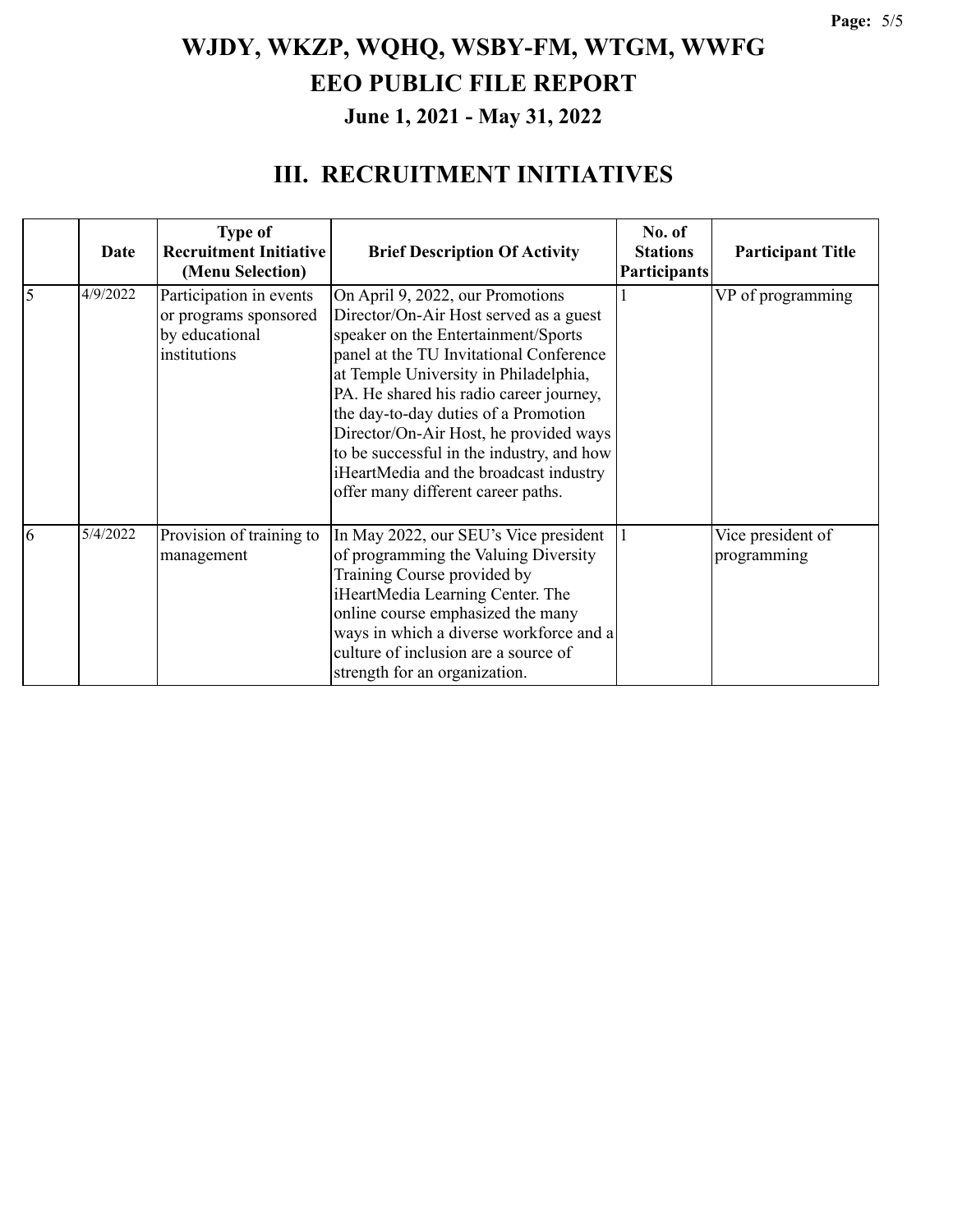# WJDY, WKZP, WQHQ, WSBY-FM, WTGM, WWFG

# EEO PUBLIC FILE REPORT

### June 1, 2021 - May 31, 2022

## III. RECRUITMENT INITIATIVES

| | Date | Type of Recruitment Initiative (Menu Selection) | Brief Description Of Activity | No. of Stations Participants | Participant Title |
|---|---|---|---|---|---|
| 5 | 4/9/2022 | Participation in events or programs sponsored by educational institutions | On April 9, 2022, our Promotions Director/On-Air Host served as a guest speaker on the Entertainment/Sports panel at the TU Invitational Conference at Temple University in Philadelphia, PA. He shared his radio career journey, the day-to-day duties of a Promotion Director/On-Air Host, he provided ways to be successful in the industry, and how iHeartMedia and the broadcast industry offer many different career paths. | 1 | VP of programming |
| 6 | 5/4/2022 | Provision of training to management | In May 2022, our SEU's Vice president of programming the Valuing Diversity Training Course provided by iHeartMedia Learning Center. The online course emphasized the many ways in which a diverse workforce and a culture of inclusion are a source of strength for an organization. | 1 | Vice president of programming |